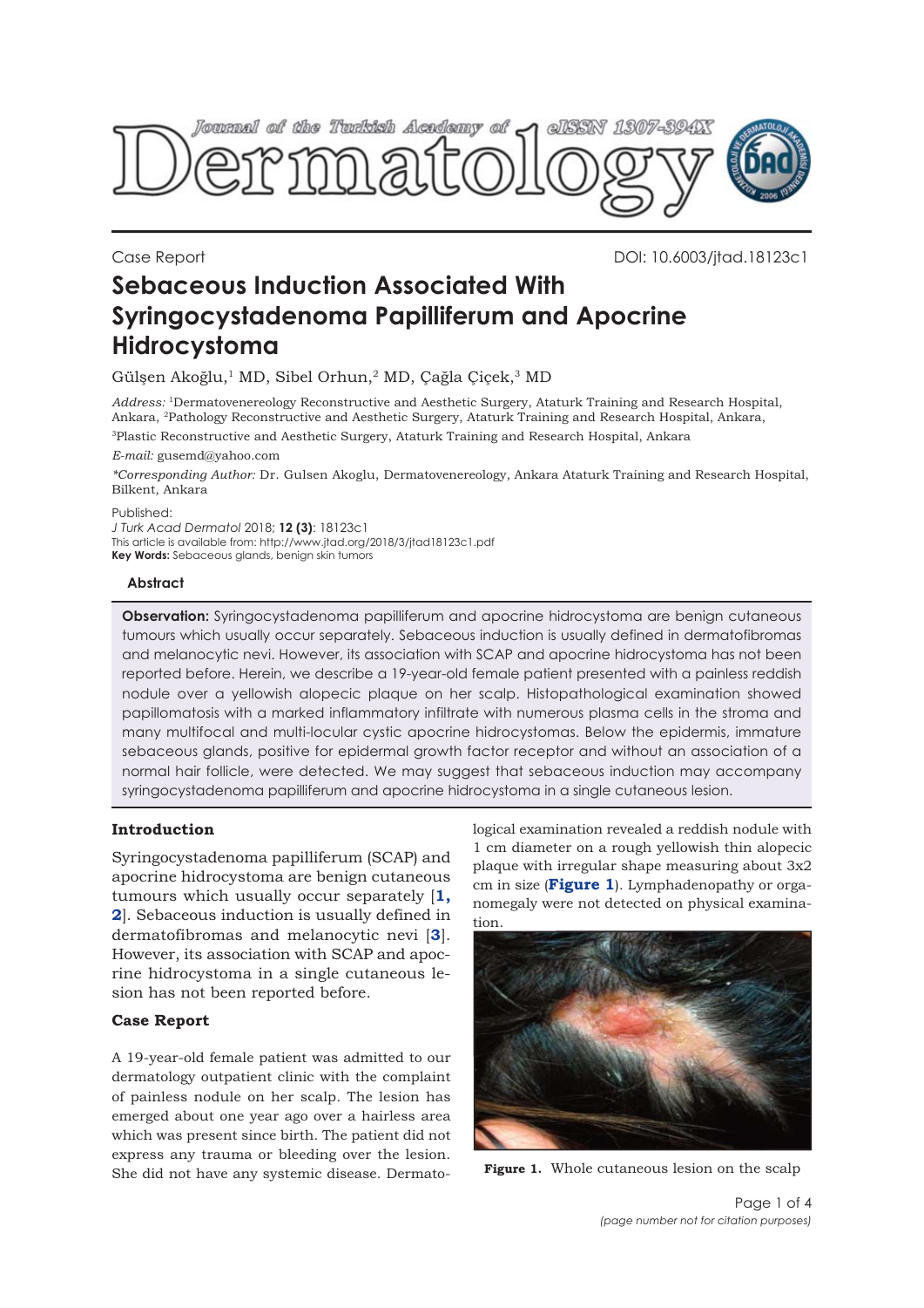Case Report

DOI: 10.6003/jtad.18123c1

# Sebaceous Induction Associated With Syringocystadenoma Papilliferum and Apocrine Hidrocystoma

Gülşen Akoğlu,[1] MD, Sibel Orhun,[2] MD, Çağla Çiçek,[3] MD

*Address:* [1]Dermatovenereology Reconstructive and Aesthetic Surgery, Ataturk Training and Research Hospital, Ankara, [2]Pathology Reconstructive and Aesthetic Surgery, Ataturk Training and Research Hospital, Ankara,
[3]Plastic Reconstructive and Aesthetic Surgery, Ataturk Training and Research Hospital, Ankara

*E-mail:* gusemd@yahoo.com

*\*Corresponding Author:* Dr. Gulsen Akoglu, Dermatovenereology, Ankara Ataturk Training and Research Hospital, Bilkent, Ankara

Published:
*J Turk Acad Dermatol* 2018; **12 (3)**: 18123c1
This article is available from: http://www.jtad.org/2018/3/jtad18123c1.pdf
**Key Words:** Sebaceous glands, benign skin tumors

## Abstract

**Observation:** Syringocystadenoma papilliferum and apocrine hidrocystoma are benign cutaneous tumours which usually occur separately. Sebaceous induction is usually defined in dermatofibromas and melanocytic nevi. However, its association with SCAP and apocrine hidrocystoma has not been reported before. Herein, we describe a 19-year-old female patient presented with a painless reddish nodule over a yellowish alopecic plaque on her scalp. Histopathological examination showed papillomatosis with a marked inflammatory infiltrate with numerous plasma cells in the stroma and many multifocal and multi-locular cystic apocrine hidrocystomas. Below the epidermis, immature sebaceous glands, positive for epidermal growth factor receptor and without an association of a normal hair follicle, were detected. We may suggest that sebaceous induction may accompany syringocystadenoma papilliferum and apocrine hidrocystoma in a single cutaneous lesion.

## Introduction

Syringocystadenoma papilliferum (SCAP) and apocrine hidrocystoma are benign cutaneous tumours which usually occur separately [**1, 2**]. Sebaceous induction is usually defined in dermatofibromas and melanocytic nevi [**3**]. However, its association with SCAP and apocrine hidrocystoma in a single cutaneous lesion has not been reported before.

## Case Report

A 19-year-old female patient was admitted to our dermatology outpatient clinic with the complaint of painless nodule on her scalp. The lesion has emerged about one year ago over a hairless area which was present since birth. The patient did not express any trauma or bleeding over the lesion. She did not have any systemic disease. Dermatological examination revealed a reddish nodule with 1 cm diameter on a rough yellowish thin alopecic plaque with irregular shape measuring about 3x2 cm in size (**Figure 1**). Lymphadenopathy or organomegaly were not detected on physical examination.

**Figure 1.** Whole cutaneous lesion on the scalp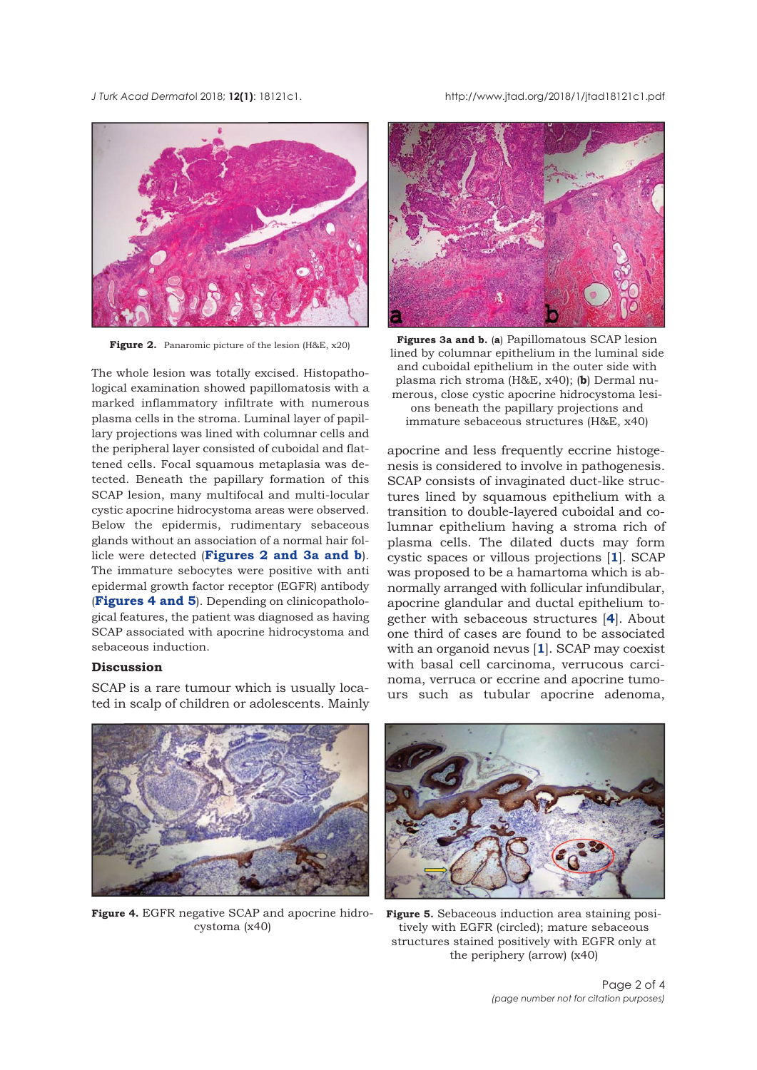Figure 2. Panaromic picture of the lesion (H&E, x20)

Figures 3a and b. (a) Papillomatous SCAP lesion lined by columnar epithelium in the luminal side and cuboidal epithelium in the outer side with plasma rich stroma (H&E, x40); (b) Dermal numerous, close cystic apocrine hidrocystoma lesions beneath the papillary projections and immature sebaceous structures (H&E, x40)

The whole lesion was totally excised. Histopathological examination showed papillomatosis with a marked inflammatory infiltrate with numerous plasma cells in the stroma. Luminal layer of papillary projections was lined with columnar cells and the peripheral layer consisted of cuboidal and flattened cells. Focal squamous metaplasia was detected. Beneath the papillary formation of this SCAP lesion, many multifocal and multi-locular cystic apocrine hidrocystoma areas were observed. Below the epidermis, rudimentary sebaceous glands without an association of a normal hair follicle were detected (**Figures 2 and 3a and b**). The immature sebocytes were positive with anti epidermal growth factor receptor (EGFR) antibody (**Figures 4 and 5**). Depending on clinicopathological features, the patient was diagnosed as having SCAP associated with apocrine hidrocystoma and sebaceous induction.

## Discussion

SCAP is a rare tumour which is usually located in scalp of children or adolescents. Mainly apocrine and less frequently eccrine histogenesis is considered to involve in pathogenesis. SCAP consists of invaginated duct-like structures lined by squamous epithelium with a transition to double-layered cuboidal and columnar epithelium having a stroma rich of plasma cells. The dilated ducts may form cystic spaces or villous projections [1]. SCAP was proposed to be a hamartoma which is abnormally arranged with follicular infundibular, apocrine glandular and ductal epithelium together with sebaceous structures [4]. About one third of cases are found to be associated with an organoid nevus [1]. SCAP may coexist with basal cell carcinoma, verrucous carcinoma, verruca or eccrine and apocrine tumours such as tubular apocrine adenoma,

Figure 4. EGFR negative SCAP and apocrine hidrocystoma (x40)

Figure 5. Sebaceous induction area staining positively with EGFR (circled); mature sebaceous structures stained positively with EGFR only at the periphery (arrow) (x40)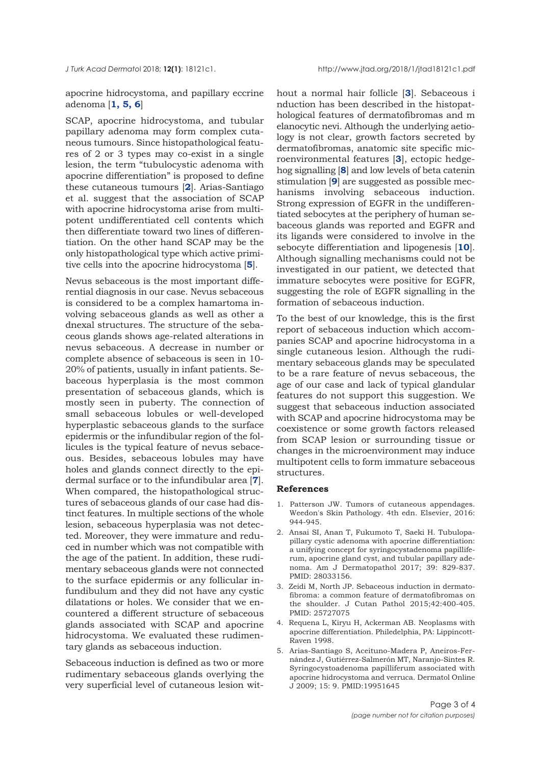apocrine hidrocystoma, and papillary eccrine adenoma [**1, 5, 6**]

SCAP, apocrine hidrocystoma, and tubular papillary adenoma may form complex cutaneous tumours. Since histopathological features of 2 or 3 types may co-exist in a single lesion, the term "tubulocystic adenoma with apocrine differentiation" is proposed to define these cutaneous tumours [**2**]. Arias-Santiago et al. suggest that the association of SCAP with apocrine hidrocystoma arise from multipotent undifferentiated cell contents which then differentiate toward two lines of differentiation. On the other hand SCAP may be the only histopathological type which active primitive cells into the apocrine hidrocystoma [**5**].

Nevus sebaceous is the most important differential diagnosis in our case. Nevus sebaceous is considered to be a complex hamartoma involving sebaceous glands as well as other a dnexal structures. The structure of the sebaceous glands shows age-related alterations in nevus sebaceous. A decrease in number or complete absence of sebaceous is seen in 10-20% of patients, usually in infant patients. Sebaceous hyperplasia is the most common presentation of sebaceous glands, which is mostly seen in puberty. The connection of small sebaceous lobules or well-developed hyperplastic sebaceous glands to the surface epidermis or the infundibular region of the follicules is the typical feature of nevus sebaceous. Besides, sebaceous lobules may have holes and glands connect directly to the epidermal surface or to the infundibular area [**7**]. When compared, the histopathological structures of sebaceous glands of our case had distinct features. In multiple sections of the whole lesion, sebaceous hyperplasia was not detected. Moreover, they were immature and reduced in number which was not compatible with the age of the patient. In addition, these rudimentary sebaceous glands were not connected to the surface epidermis or any follicular infundibulum and they did not have any cystic dilatations or holes. We consider that we encountered a different structure of sebaceous glands associated with SCAP and apocrine hidrocystoma. We evaluated these rudimentary glands as sebaceous induction.

Sebaceous induction is defined as two or more rudimentary sebaceous glands overlying the very superficial level of cutaneous lesion without a normal hair follicle [**3**]. Sebaceous i nduction has been described in the histopathological features of dermatofibromas and m elanocytic nevi. Although the underlying aetiology is not clear, growth factors secreted by dermatofibromas, anatomic site specific microenvironmental features [**3**], ectopic hedgehog signalling [**8**] and low levels of beta catenin stimulation [**9**] are suggested as possible mechanisms involving sebaceous induction. Strong expression of EGFR in the undifferentiated sebocytes at the periphery of human sebaceous glands was reported and EGFR and its ligands were considered to involve in the sebocyte differentiation and lipogenesis [**10**]. Although signalling mechanisms could not be investigated in our patient, we detected that immature sebocytes were positive for EGFR, suggesting the role of EGFR signalling in the formation of sebaceous induction.

To the best of our knowledge, this is the first report of sebaceous induction which accompanies SCAP and apocrine hidrocystoma in a single cutaneous lesion. Although the rudimentary sebaceous glands may be speculated to be a rare feature of nevus sebaceous, the age of our case and lack of typical glandular features do not support this suggestion. We suggest that sebaceous induction associated with SCAP and apocrine hidrocystoma may be coexistence or some growth factors released from SCAP lesion or surrounding tissue or changes in the microenvironment may induce multipotent cells to form immature sebaceous structures.

## References

1. Patterson JW. Tumors of cutaneous appendages. Weedon's Skin Pathology. 4th edn. Elsevier, 2016: 944-945.
2. Ansai SI, Anan T, Fukumoto T, Saeki H. Tubulopapillary cystic adenoma with apocrine differentiation: a unifying concept for syringocystadenoma papilliferum, apocrine gland cyst, and tubular papillary adenoma. Am J Dermatopathol 2017; 39: 829-837. PMID: 28033156.
3. Zeidi M, North JP. Sebaceous induction in dermatofibroma: a common feature of dermatofibromas on the shoulder. J Cutan Pathol 2015;42:400-405. PMID: 25727075
4. Requena L, Kiryu H, Ackerman AB. Neoplasms with apocrine differentiation. Philedelphia, PA: Lippincott-Raven 1998.
5. Arias-Santiago S, Aceituno-Madera P, Aneiros-Fernández J, Gutiérrez-Salmerón MT, Naranjo-Sintes R. Syringocystoadenoma papilliferum associated with apocrine hidrocystoma and verruca. Dermatol Online J 2009; 15: 9. PMID:19951645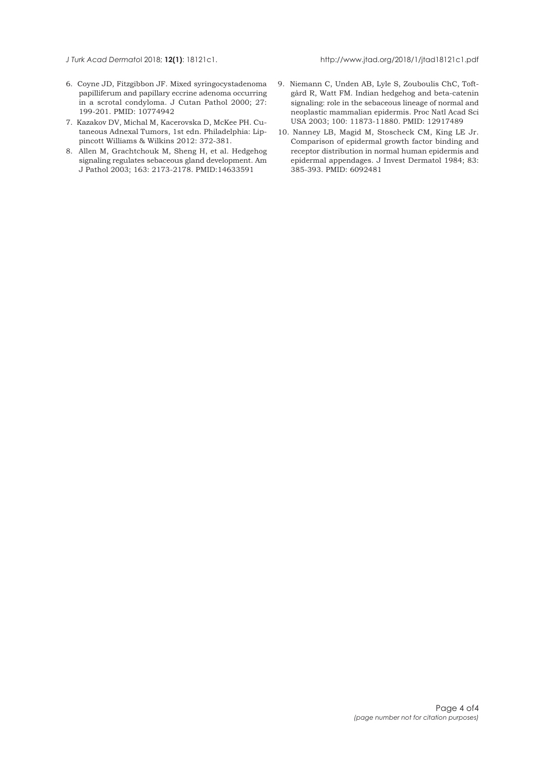6. Coyne JD, Fitzgibbon JF. Mixed syringocystadenoma papilliferum and papillary eccrine adenoma occurring in a scrotal condyloma. J Cutan Pathol 2000; 27: 199-201. PMID: 10774942
7. Kazakov DV, Michal M, Kacerovska D, McKee PH. Cutaneous Adnexal Tumors, 1st edn. Philadelphia: Lippincott Williams & Wilkins 2012: 372-381.
8. Allen M, Grachtchouk M, Sheng H, et al. Hedgehog signaling regulates sebaceous gland development. Am J Pathol 2003; 163: 2173-2178. PMID:14633591
9. Niemann C, Unden AB, Lyle S, Zouboulis ChC, Toftgård R, Watt FM. Indian hedgehog and beta-catenin signaling: role in the sebaceous lineage of normal and neoplastic mammalian epidermis. Proc Natl Acad Sci USA 2003; 100: 11873-11880. PMID: 12917489
10. Nanney LB, Magid M, Stoscheck CM, King LE Jr. Comparison of epidermal growth factor binding and receptor distribution in normal human epidermis and epidermal appendages. J Invest Dermatol 1984; 83: 385-393. PMID: 6092481